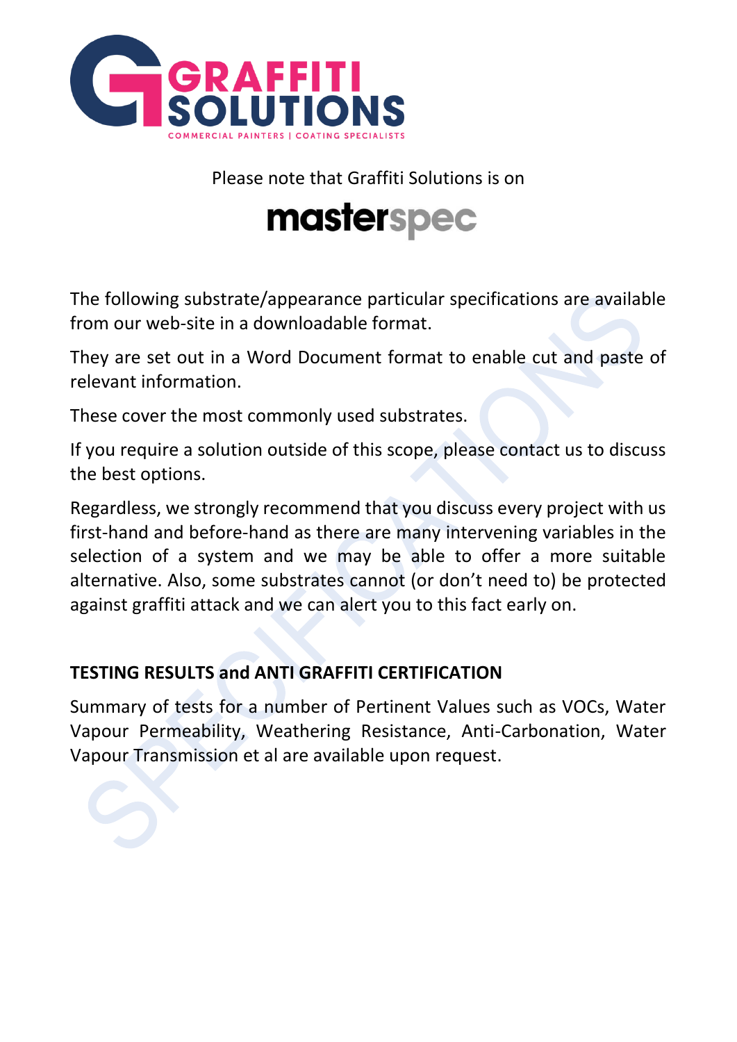GRAFFITI SOLUTIONS

COMMERCIAL PAINTERS | COATING SPECIALISTS

Please note that Graffiti Solutions is on

masterspec

The following substrate/appearance particular specifications are available from our web-site in a downloadable format.

They are set out in a Word Document format to enable cut and paste of relevant information.

These cover the most commonly used substrates.

If you require a solution outside of this scope, please contact us to discuss the best options.

Regardless, we strongly recommend that you discuss every project with us first-hand and before-hand as there are many intervening variables in the selection of a system and we may be able to offer a more suitable alternative. Also, some substrates cannot (or don't need to) be protected against graffiti attack and we can alert you to this fact early on.

## TESTING RESULTS and ANTI GRAFFITI CERTIFICATION

Summary of tests for a number of Pertinent Values such as VOCs, Water Vapour Permeability, Weathering Resistance, Anti-Carbonation, Water Vapour Transmission et al are available upon request.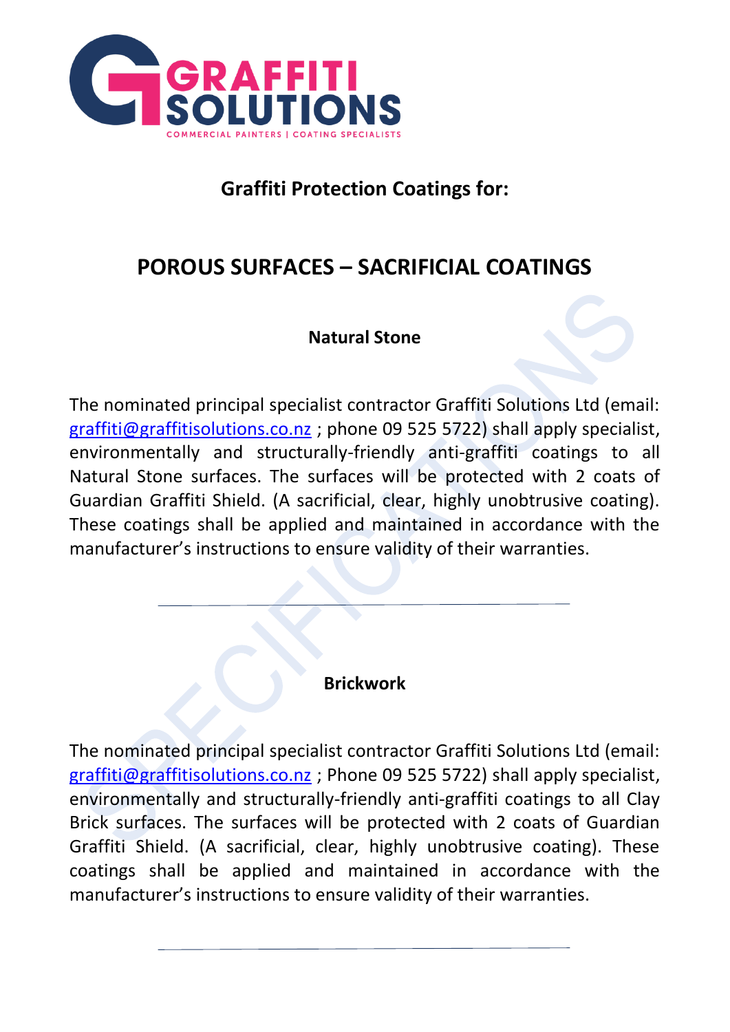## Graffiti Protection Coatings for:

# POROUS SURFACES – SACRIFICIAL COATINGS

### Natural Stone

The nominated principal specialist contractor Graffiti Solutions Ltd (email: graffiti@graffitisolutions.co.nz ; phone 09 525 5722) shall apply specialist, environmentally and structurally-friendly anti-graffiti coatings to all Natural Stone surfaces. The surfaces will be protected with 2 coats of Guardian Graffiti Shield. (A sacrificial, clear, highly unobtrusive coating). These coatings shall be applied and maintained in accordance with the manufacturer's instructions to ensure validity of their warranties.

---

### Brickwork

The nominated principal specialist contractor Graffiti Solutions Ltd (email: graffiti@graffitisolutions.co.nz ; Phone 09 525 5722) shall apply specialist, environmentally and structurally-friendly anti-graffiti coatings to all Clay Brick surfaces. The surfaces will be protected with 2 coats of Guardian Graffiti Shield. (A sacrificial, clear, highly unobtrusive coating). These coatings shall be applied and maintained in accordance with the manufacturer's instructions to ensure validity of their warranties.

---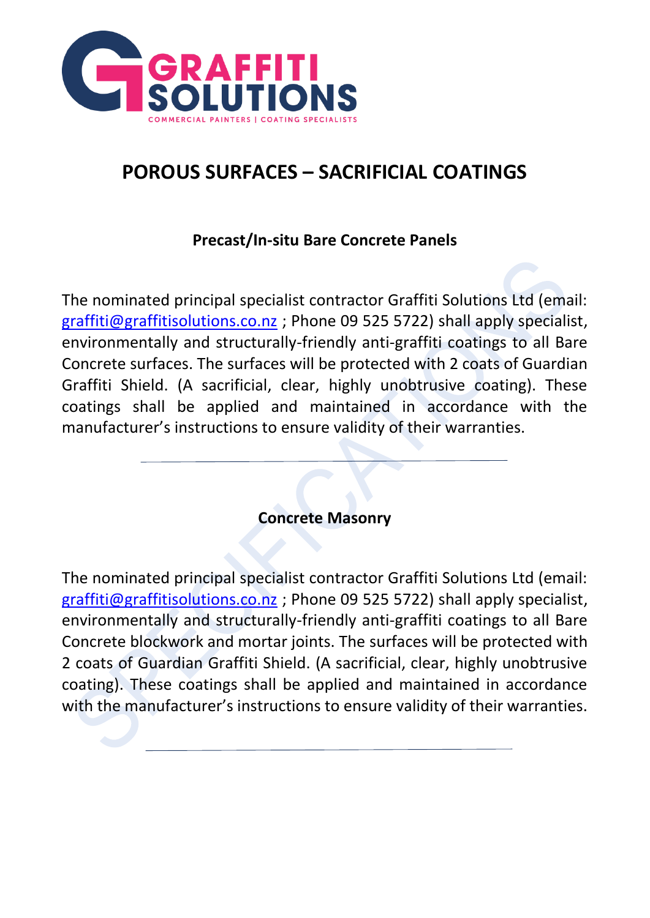# PORUS SURFACES – SACRIFICIAL COATINGS

## Precast/In-situ Bare Concrete Panels

The nominated principal specialist contractor Graffiti Solutions Ltd (email: graffiti@graffitisolutions.co.nz ; Phone 09 525 5722) shall apply specialist, environmentally and structurally-friendly anti-graffiti coatings to all Bare Concrete surfaces. The surfaces will be protected with 2 coats of Guardian Graffiti Shield. (A sacrificial, clear, highly unobtrusive coating). These coatings shall be applied and maintained in accordance with the manufacturer's instructions to ensure validity of their warranties.

---

## Concrete Masonry

The nominated principal specialist contractor Graffiti Solutions Ltd (email: graffiti@graffitisolutions.co.nz ; Phone 09 525 5722) shall apply specialist, environmentally and structurally-friendly anti-graffiti coatings to all Bare Concrete blockwork and mortar joints. The surfaces will be protected with 2 coats of Guardian Graffiti Shield. (A sacrificial, clear, highly unobtrusive coating). These coatings shall be applied and maintained in accordance with the manufacturer's instructions to ensure validity of their warranties.

---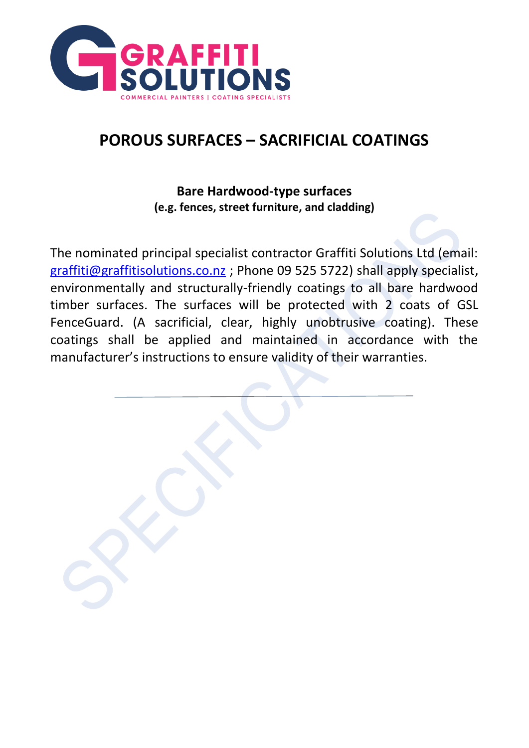# POROUS SURFACES – SACRIFICIAL COATINGS

**Bare Hardwood-type surfaces**
**(e.g. fences, street furniture, and cladding)**

The nominated principal specialist contractor Graffiti Solutions Ltd (email: graffiti@graffitisolutions.co.nz ; Phone 09 525 5722) shall apply specialist, environmentally and structurally-friendly coatings to all bare hardwood timber surfaces. The surfaces will be protected with 2 coats of GSL FenceGuard. (A sacrificial, clear, highly unobtrusive coating). These coatings shall be applied and maintained in accordance with the manufacturer's instructions to ensure validity of their warranties.

---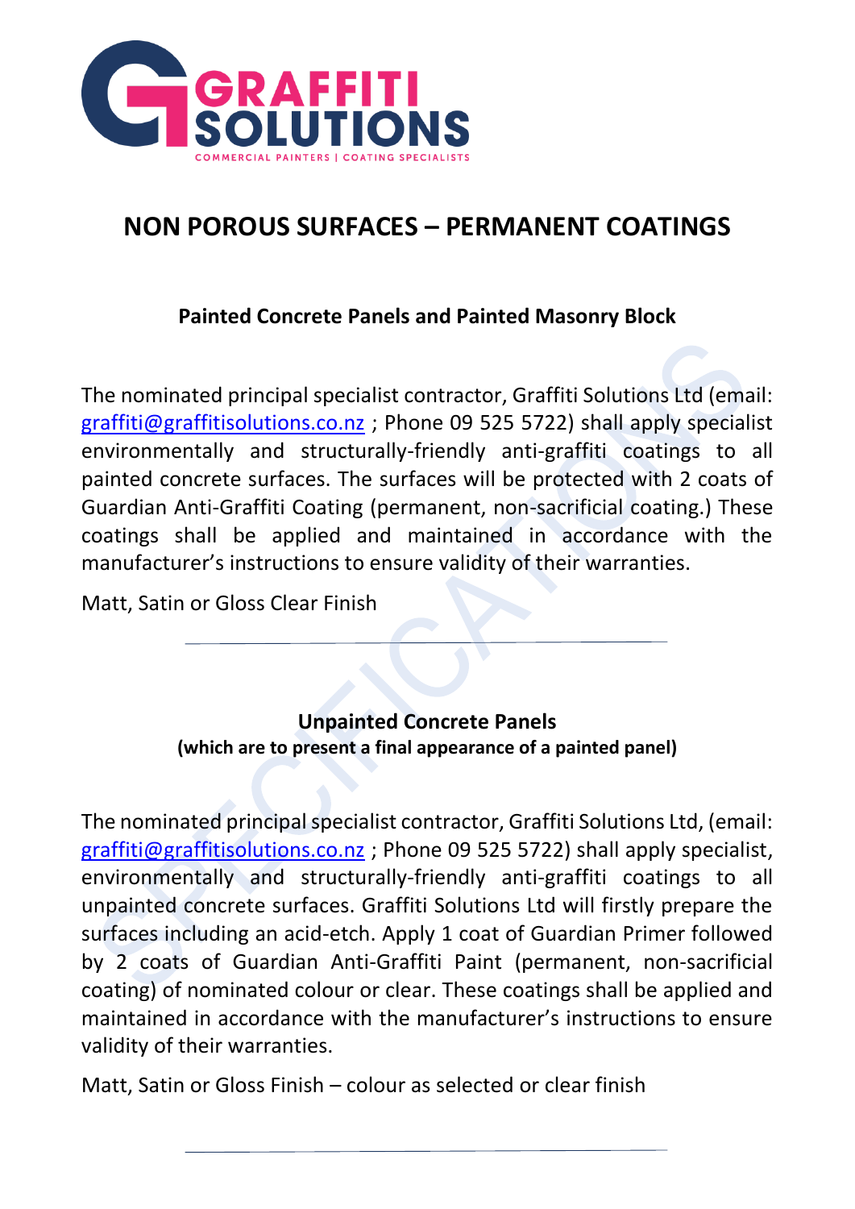# NON POROUS SURFACES – PERMANENT COATINGS

### Painted Concrete Panels and Painted Masonry Block

The nominated principal specialist contractor, Graffiti Solutions Ltd (email: graffiti@graffitisolutions.co.nz ; Phone 09 525 5722) shall apply specialist environmentally and structurally-friendly anti-graffiti coatings to all painted concrete surfaces. The surfaces will be protected with 2 coats of Guardian Anti-Graffiti Coating (permanent, non-sacrificial coating.) These coatings shall be applied and maintained in accordance with the manufacturer's instructions to ensure validity of their warranties.

Matt, Satin or Gloss Clear Finish

---

### Unpainted Concrete Panels

**(which are to present a final appearance of a painted panel)**

The nominated principal specialist contractor, Graffiti Solutions Ltd, (email: graffiti@graffitisolutions.co.nz ; Phone 09 525 5722) shall apply specialist, environmentally and structurally-friendly anti-graffiti coatings to all unpainted concrete surfaces. Graffiti Solutions Ltd will firstly prepare the surfaces including an acid-etch. Apply 1 coat of Guardian Primer followed by 2 coats of Guardian Anti-Graffiti Paint (permanent, non-sacrificial coating) of nominated colour or clear. These coatings shall be applied and maintained in accordance with the manufacturer's instructions to ensure validity of their warranties.

Matt, Satin or Gloss Finish – colour as selected or clear finish

---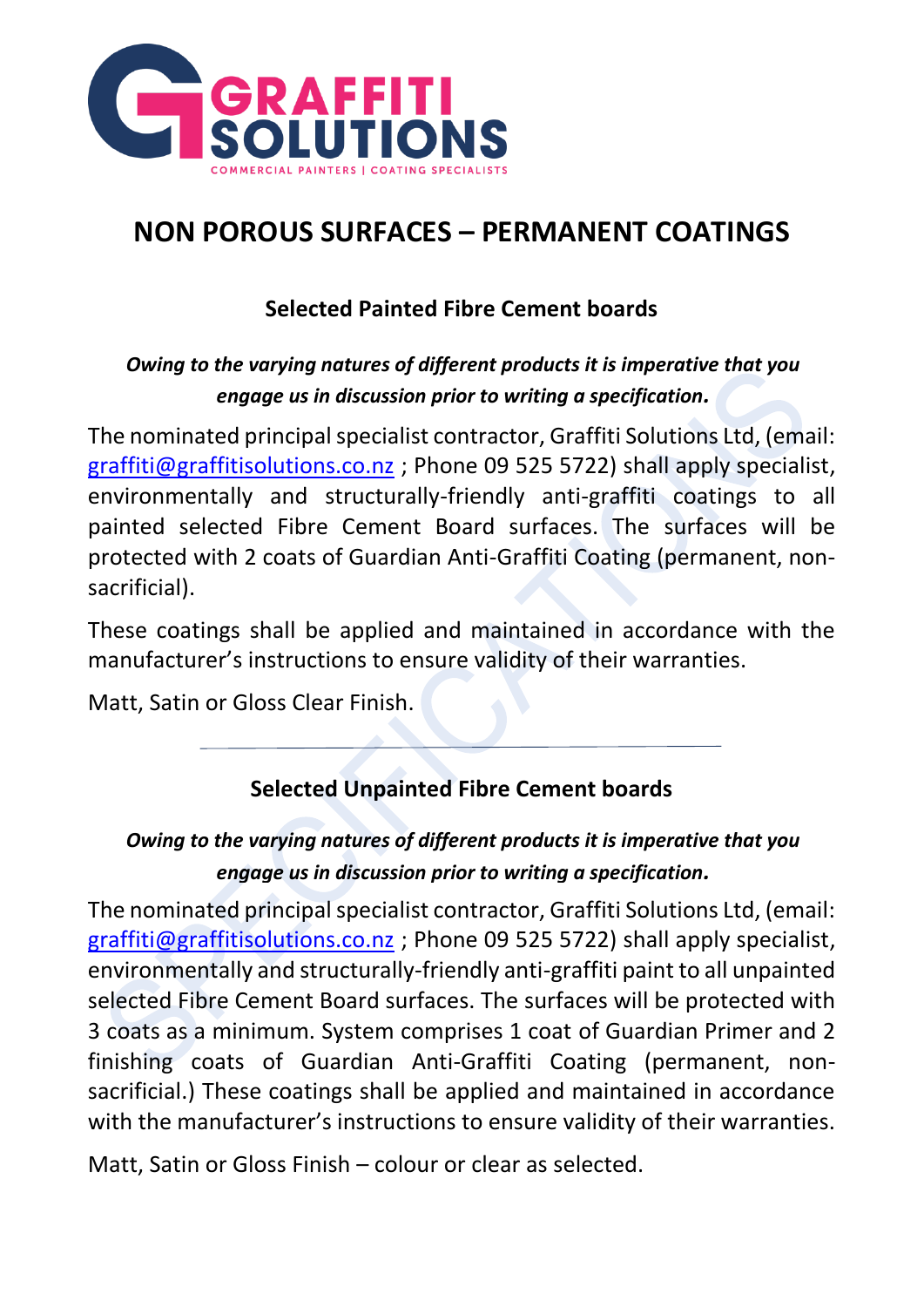# NON POROUS SURFACES – PERMANENT COATINGS

## Selected Painted Fibre Cement boards

***Owing to the varying natures of different products it is imperative that you engage us in discussion prior to writing a specification.***

The nominated principal specialist contractor, Graffiti Solutions Ltd, (email: graffiti@graffitisolutions.co.nz ; Phone 09 525 5722) shall apply specialist, environmentally and structurally-friendly anti-graffiti coatings to all painted selected Fibre Cement Board surfaces. The surfaces will be protected with 2 coats of Guardian Anti-Graffiti Coating (permanent, non-sacrificial).

These coatings shall be applied and maintained in accordance with the manufacturer's instructions to ensure validity of their warranties.

Matt, Satin or Gloss Clear Finish.

---

## Selected Unpainted Fibre Cement boards

***Owing to the varying natures of different products it is imperative that you engage us in discussion prior to writing a specification.***

The nominated principal specialist contractor, Graffiti Solutions Ltd, (email: graffiti@graffitisolutions.co.nz ; Phone 09 525 5722) shall apply specialist, environmentally and structurally-friendly anti-graffiti paint to all unpainted selected Fibre Cement Board surfaces. The surfaces will be protected with 3 coats as a minimum. System comprises 1 coat of Guardian Primer and 2 finishing coats of Guardian Anti-Graffiti Coating (permanent, non-sacrificial.) These coatings shall be applied and maintained in accordance with the manufacturer's instructions to ensure validity of their warranties.

Matt, Satin or Gloss Finish – colour or clear as selected.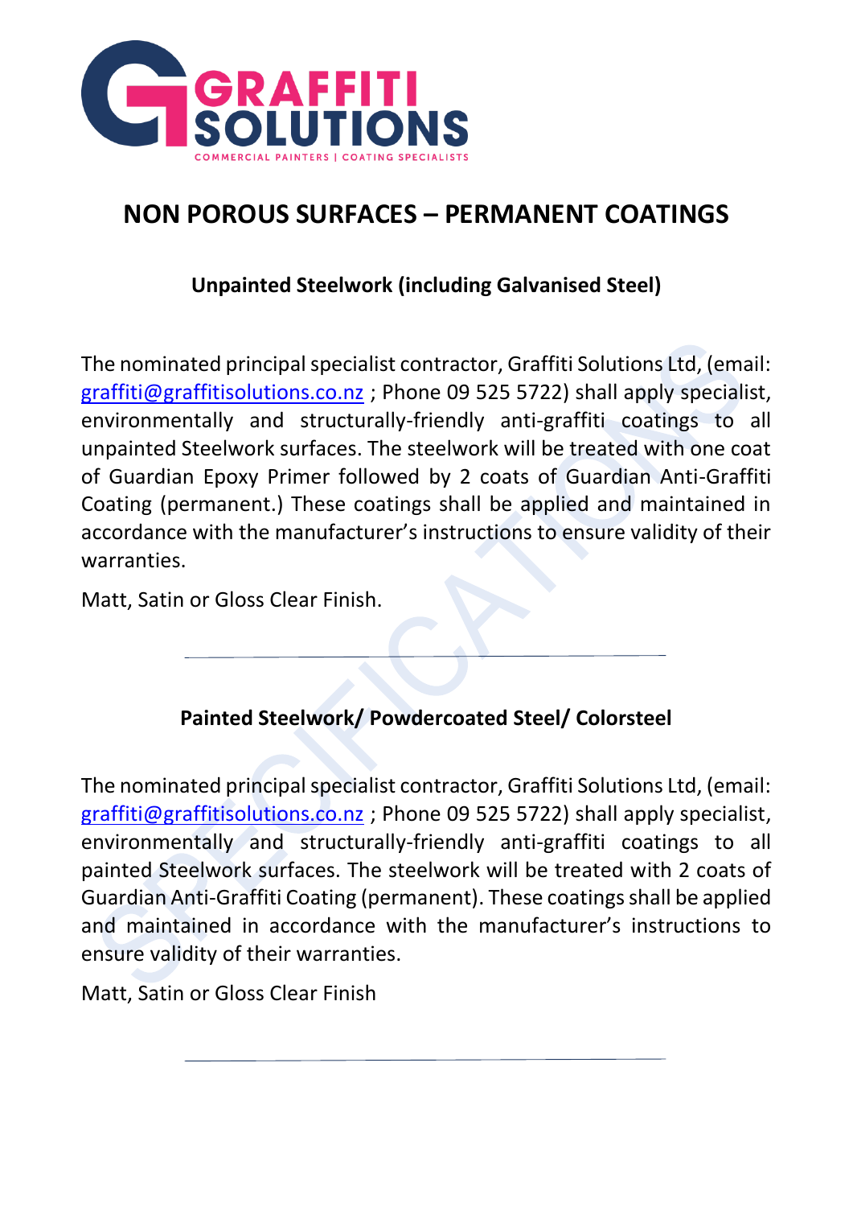# NON POROUS SURFACES – PERMANENT COATINGS

### Unpainted Steelwork (including Galvanised Steel)

The nominated principal specialist contractor, Graffiti Solutions Ltd, (email: graffiti@graffitisolutions.co.nz ; Phone 09 525 5722) shall apply specialist, environmentally and structurally-friendly anti-graffiti coatings to all unpainted Steelwork surfaces. The steelwork will be treated with one coat of Guardian Epoxy Primer followed by 2 coats of Guardian Anti-Graffiti Coating (permanent.) These coatings shall be applied and maintained in accordance with the manufacturer's instructions to ensure validity of their warranties.

Matt, Satin or Gloss Clear Finish.

---

### Painted Steelwork/ Powdercoated Steel/ Colorsteel

The nominated principal specialist contractor, Graffiti Solutions Ltd, (email: graffiti@graffitisolutions.co.nz ; Phone 09 525 5722) shall apply specialist, environmentally and structurally-friendly anti-graffiti coatings to all painted Steelwork surfaces. The steelwork will be treated with 2 coats of Guardian Anti-Graffiti Coating (permanent). These coatings shall be applied and maintained in accordance with the manufacturer's instructions to ensure validity of their warranties.

Matt, Satin or Gloss Clear Finish

---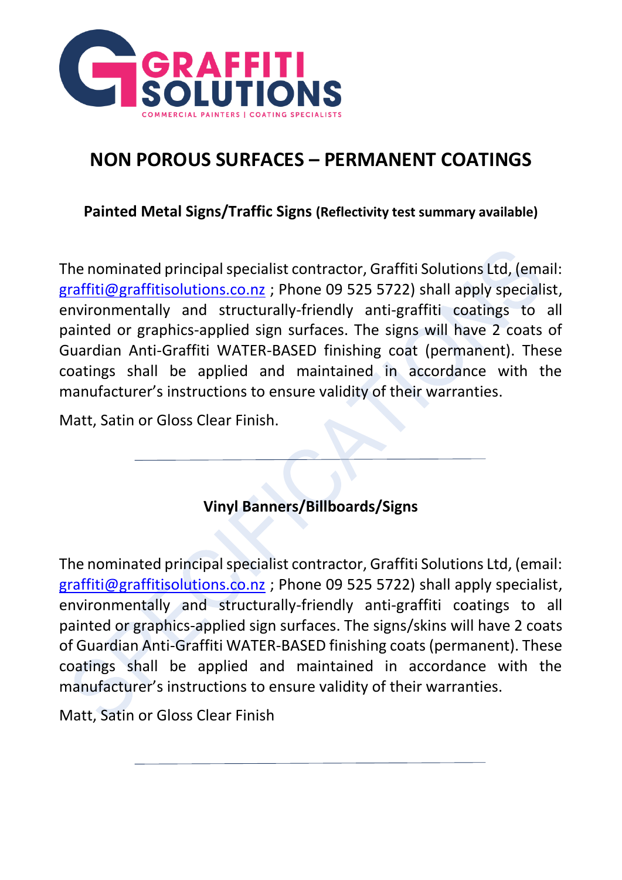# NON POROUS SURFACES – PERMANENT COATINGS

## Painted Metal Signs/Traffic Signs (Reflectivity test summary available)

The nominated principal specialist contractor, Graffiti Solutions Ltd, (email: graffiti@graffitisolutions.co.nz ; Phone 09 525 5722) shall apply specialist, environmentally and structurally-friendly anti-graffiti coatings to all painted or graphics-applied sign surfaces. The signs will have 2 coats of Guardian Anti-Graffiti WATER-BASED finishing coat (permanent). These coatings shall be applied and maintained in accordance with the manufacturer's instructions to ensure validity of their warranties.

Matt, Satin or Gloss Clear Finish.

---

## Vinyl Banners/Billboards/Signs

The nominated principal specialist contractor, Graffiti Solutions Ltd, (email: graffiti@graffitisolutions.co.nz ; Phone 09 525 5722) shall apply specialist, environmentally and structurally-friendly anti-graffiti coatings to all painted or graphics-applied sign surfaces. The signs/skins will have 2 coats of Guardian Anti-Graffiti WATER-BASED finishing coats (permanent). These coatings shall be applied and maintained in accordance with the manufacturer's instructions to ensure validity of their warranties.

Matt, Satin or Gloss Clear Finish

---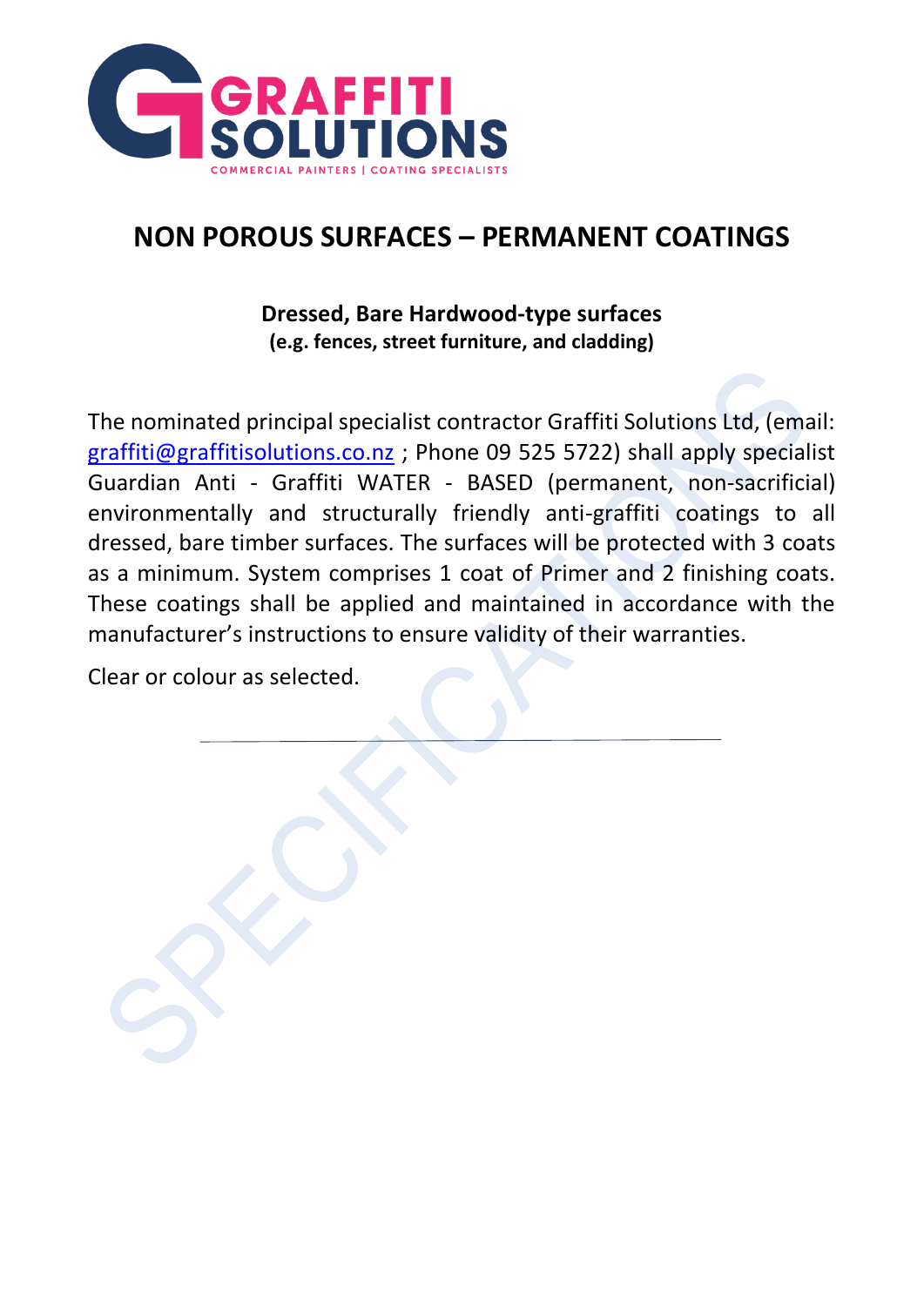GRAFFITI SOLUTIONS

COMMERCIAL PAINTERS | COATING SPECIALISTS

# NON POROUS SURFACES – PERMANENT COATINGS

**Dressed, Bare Hardwood-type surfaces**
**(e.g. fences, street furniture, and cladding)**

The nominated principal specialist contractor Graffiti Solutions Ltd, (email: graffiti@graffitisolutions.co.nz ; Phone 09 525 5722) shall apply specialist Guardian Anti - Graffiti WATER - BASED (permanent, non-sacrificial) environmentally and structurally friendly anti-graffiti coatings to all dressed, bare timber surfaces. The surfaces will be protected with 3 coats as a minimum. System comprises 1 coat of Primer and 2 finishing coats. These coatings shall be applied and maintained in accordance with the manufacturer's instructions to ensure validity of their warranties.

Clear or colour as selected.

---